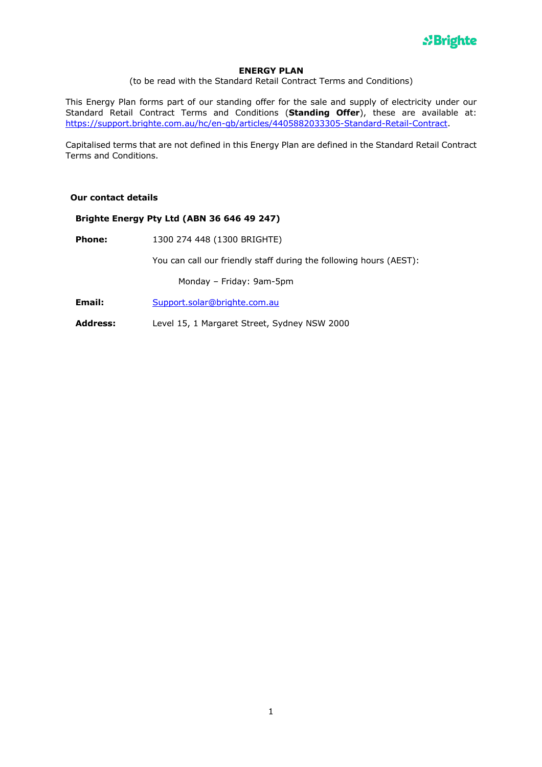# ENERGY PLAN

(to be read with the Standard Retail Contract Terms and Conditions)

This Energy Plan forms part of our standing offer for the sale and supply of electricity under our Standard Retail Contract Terms and Conditions (**Standing Offer**), these are available at: https://support.brighte.com.au/hc/en-gb/articles/4405882033305-Standard-Retail-Contract.

Capitalised terms that are not defined in this Energy Plan are defined in the Standard Retail Contract Terms and Conditions.

## Our contact details

**Brighte Energy Pty Ltd (ABN 36 646 49 247)**

**Phone:** 1300 274 448 (1300 BRIGHTE)

You can call our friendly staff during the following hours (AEST):

Monday – Friday: 9am-5pm

**Email:** Support.solar@brighte.com.au

**Address:** Level 15, 1 Margaret Street, Sydney NSW 2000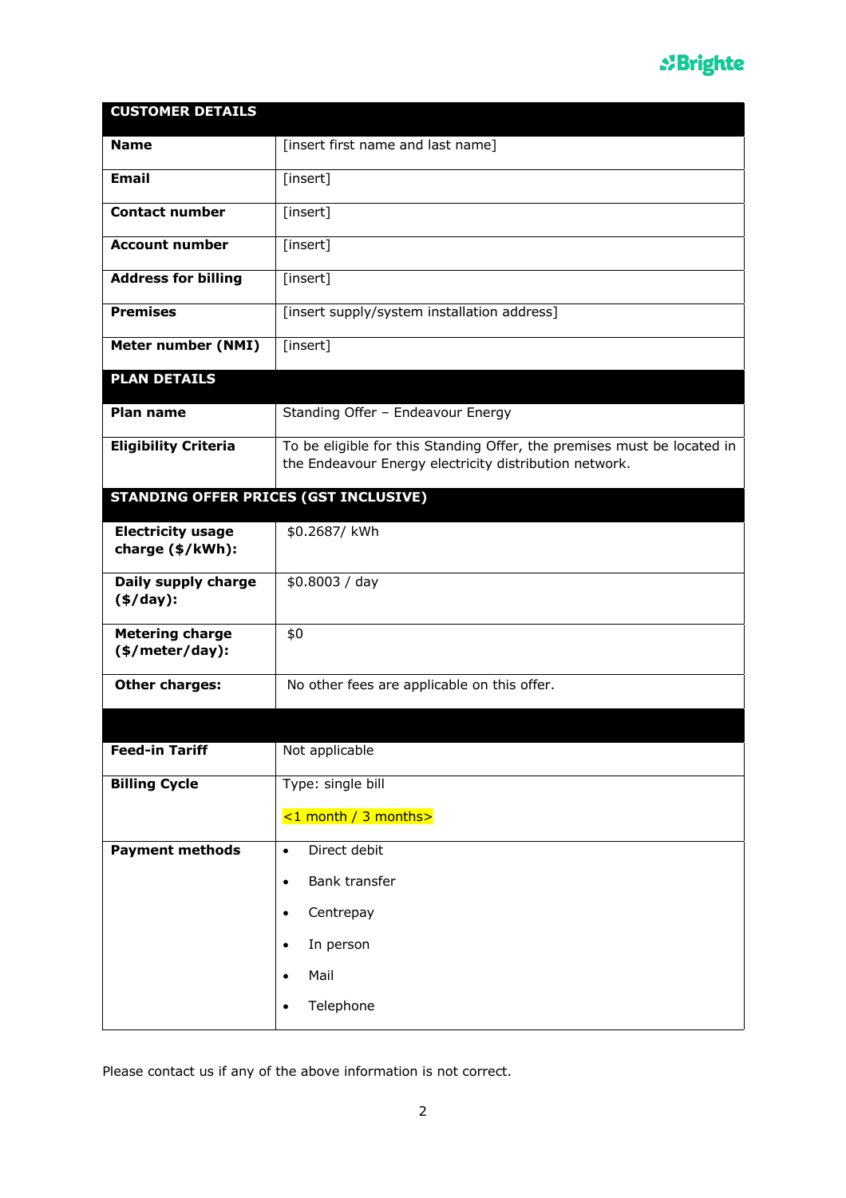| CUSTOMER DETAILS | |
|---|---|
| **Name** | [insert first name and last name] |
| **Email** | [insert] |
| **Contact number** | [insert] |
| **Account number** | [insert] |
| **Address for billing** | [insert] |
| **Premises** | [insert supply/system installation address] |
| **Meter number (NMI)** | [insert] |
| **PLAN DETAILS** | |
| **Plan name** | Standing Offer – Endeavour Energy |
| **Eligibility Criteria** | To be eligible for this Standing Offer, the premises must be located in the Endeavour Energy electricity distribution network. |
| **STANDING OFFER PRICES (GST INCLUSIVE)** | |
| **Electricity usage charge ($/kWh):** | $0.2687/ kWh |
| **Daily supply charge ($/day):** | $0.8003 / day |
| **Metering charge ($/meter/day):** | $0 |
| **Other charges:** | No other fees are applicable on this offer. |
| | |
| **Feed-in Tariff** | Not applicable |
| **Billing Cycle** | Type: single bill<br><1 month / 3 months> |
| **Payment methods** | • Direct debit<br>• Bank transfer<br>• Centrepay<br>• In person<br>• Mail<br>• Telephone |

Please contact us if any of the above information is not correct.